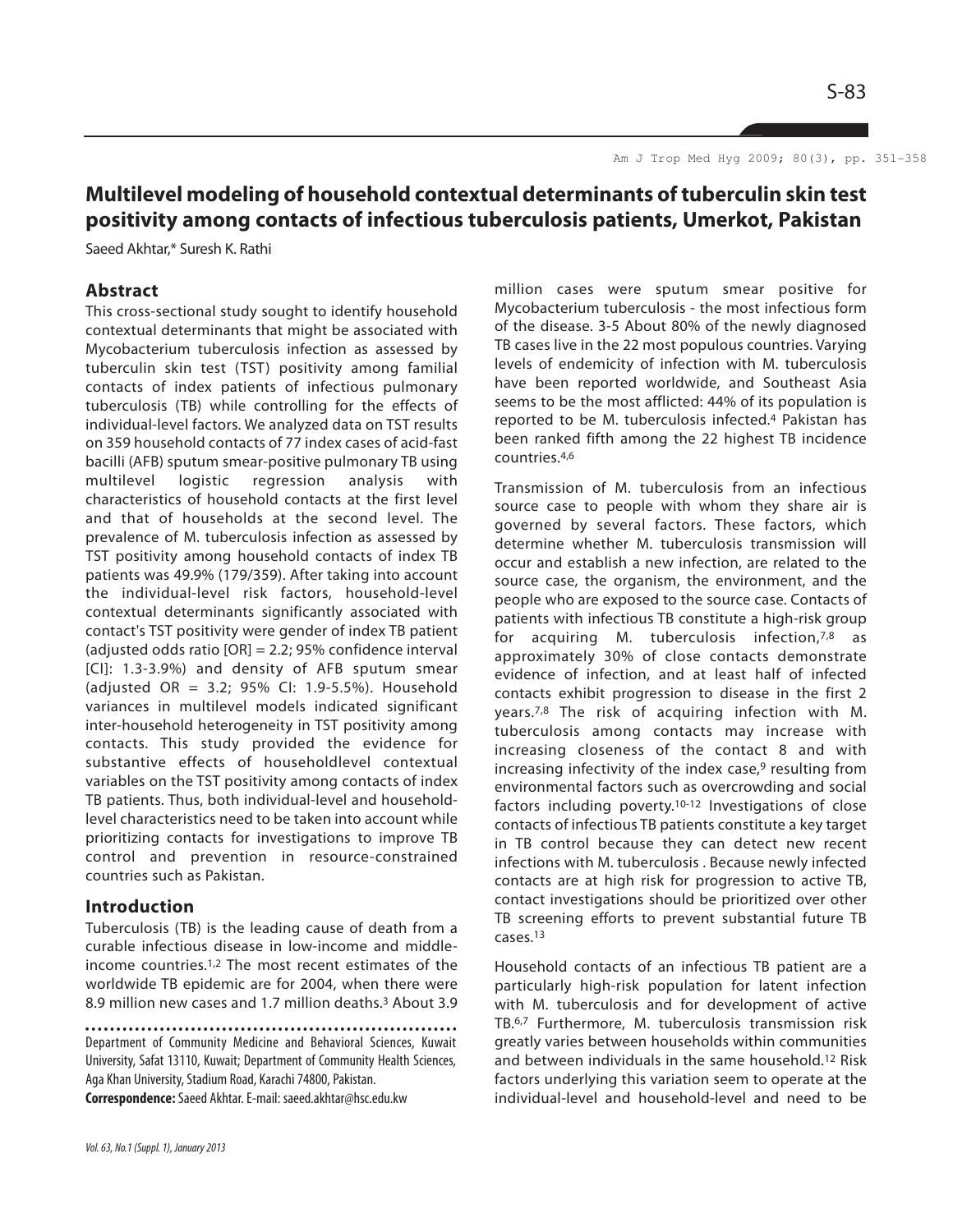# Multilevel modeling of household contextual determinants of tuberculin skin test positivity among contacts of infectious tuberculosis patients, Umerkot, Pakistan

Saeed Akhtar,* Suresh K. Rathi

## Abstract

This cross-sectional study sought to identify household contextual determinants that might be associated with Mycobacterium tuberculosis infection as assessed by tuberculin skin test (TST) positivity among familial contacts of index patients of infectious pulmonary tuberculosis (TB) while controlling for the effects of individual-level factors. We analyzed data on TST results on 359 household contacts of 77 index cases of acid-fast bacilli (AFB) sputum smear-positive pulmonary TB using multilevel logistic regression analysis with characteristics of household contacts at the first level and that of households at the second level. The prevalence of M. tuberculosis infection as assessed by TST positivity among household contacts of index TB patients was 49.9% (179/359). After taking into account the individual-level risk factors, household-level contextual determinants significantly associated with contact's TST positivity were gender of index TB patient (adjusted odds ratio [OR] = 2.2; 95% confidence interval [CI]: 1.3-3.9%) and density of AFB sputum smear (adjusted OR = 3.2; 95% CI: 1.9-5.5%). Household variances in multilevel models indicated significant inter-household heterogeneity in TST positivity among contacts. This study provided the evidence for substantive effects of householdlevel contextual variables on the TST positivity among contacts of index TB patients. Thus, both individual-level and household-level characteristics need to be taken into account while prioritizing contacts for investigations to improve TB control and prevention in resource-constrained countries such as Pakistan.

## Introduction

Tuberculosis (TB) is the leading cause of death from a curable infectious disease in low-income and middle-income countries.[1,2] The most recent estimates of the worldwide TB epidemic are for 2004, when there were 8.9 million new cases and 1.7 million deaths.[3] About 3.9 million cases were sputum smear positive for Mycobacterium tuberculosis - the most infectious form of the disease. 3-5 About 80% of the newly diagnosed TB cases live in the 22 most populous countries. Varying levels of endemicity of infection with M. tuberculosis have been reported worldwide, and Southeast Asia seems to be the most afflicted: 44% of its population is reported to be M. tuberculosis infected.[4] Pakistan has been ranked fifth among the 22 highest TB incidence countries.[4,6]

Transmission of M. tuberculosis from an infectious source case to people with whom they share air is governed by several factors. These factors, which determine whether M. tuberculosis transmission will occur and establish a new infection, are related to the source case, the organism, the environment, and the people who are exposed to the source case. Contacts of patients with infectious TB constitute a high-risk group for acquiring M. tuberculosis infection,[7,8] as approximately 30% of close contacts demonstrate evidence of infection, and at least half of infected contacts exhibit progression to disease in the first 2 years.[7,8] The risk of acquiring infection with M. tuberculosis among contacts may increase with increasing closeness of the contact 8 and with increasing infectivity of the index case,[9] resulting from environmental factors such as overcrowding and social factors including poverty.[10-12] Investigations of close contacts of infectious TB patients constitute a key target in TB control because they can detect new recent infections with M. tuberculosis . Because newly infected contacts are at high risk for progression to active TB, contact investigations should be prioritized over other TB screening efforts to prevent substantial future TB cases.[13]

Household contacts of an infectious TB patient are a particularly high-risk population for latent infection with M. tuberculosis and for development of active TB.[6,7] Furthermore, M. tuberculosis transmission risk greatly varies between households within communities and between individuals in the same household.[12] Risk factors underlying this variation seem to operate at the individual-level and household-level and need to be

Department of Community Medicine and Behavioral Sciences, Kuwait University, Safat 13110, Kuwait; Department of Community Health Sciences, Aga Khan University, Stadium Road, Karachi 74800, Pakistan.

**Correspondence:** Saeed Akhtar. E-mail: saeed.akhtar@hsc.edu.kw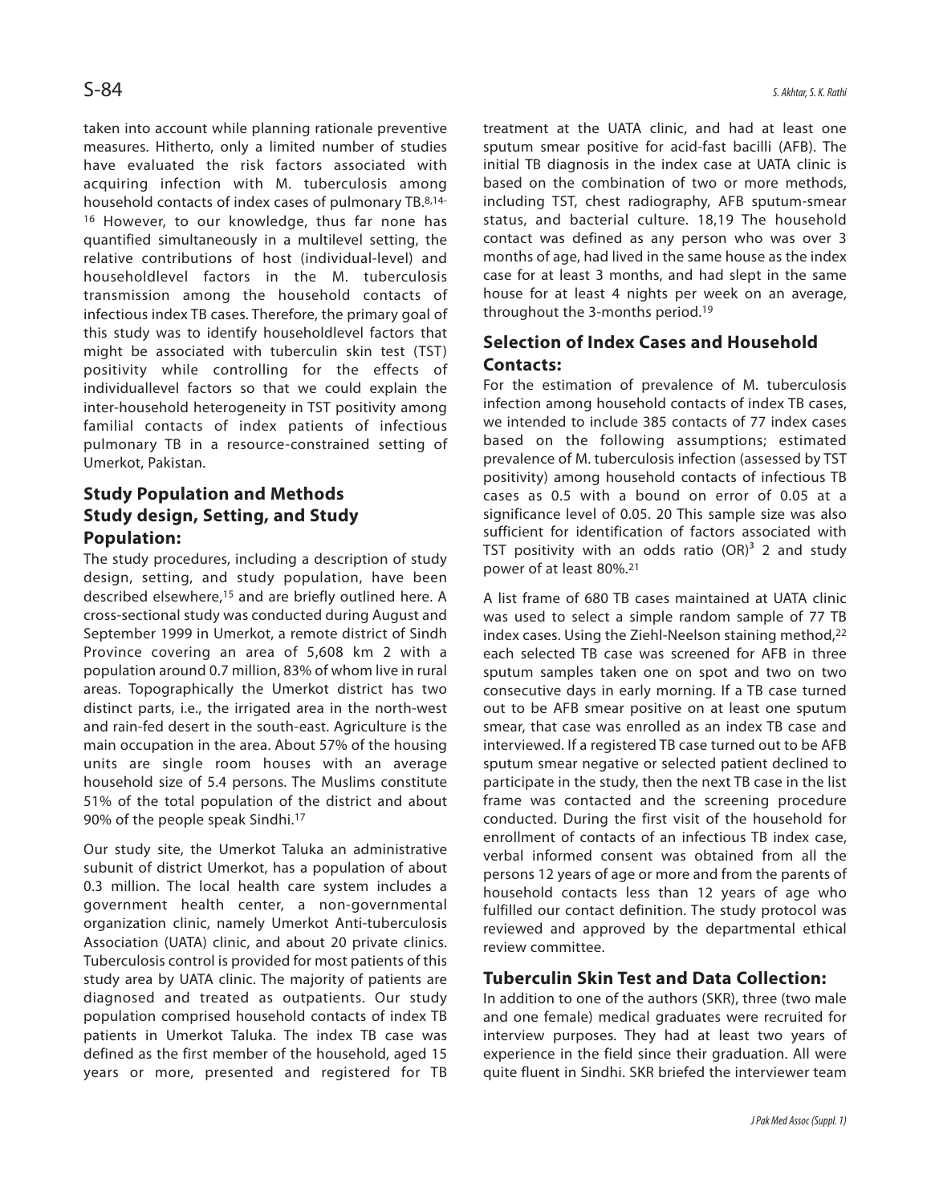taken into account while planning rationale preventive measures. Hitherto, only a limited number of studies have evaluated the risk factors associated with acquiring infection with M. tuberculosis among household contacts of index cases of pulmonary TB.[8,14-16] However, to our knowledge, thus far none has quantified simultaneously in a multilevel setting, the relative contributions of host (individual-level) and householdlevel factors in the M. tuberculosis transmission among the household contacts of infectious index TB cases. Therefore, the primary goal of this study was to identify householdlevel factors that might be associated with tuberculin skin test (TST) positivity while controlling for the effects of individuallevel factors so that we could explain the inter-household heterogeneity in TST positivity among familial contacts of index patients of infectious pulmonary TB in a resource-constrained setting of Umerkot, Pakistan.

## Study Population and Methods

### Study design, Setting, and Study Population:

The study procedures, including a description of study design, setting, and study population, have been described elsewhere,[15] and are briefly outlined here. A cross-sectional study was conducted during August and September 1999 in Umerkot, a remote district of Sindh Province covering an area of 5,608 km 2 with a population around 0.7 million, 83% of whom live in rural areas. Topographically the Umerkot district has two distinct parts, i.e., the irrigated area in the north-west and rain-fed desert in the south-east. Agriculture is the main occupation in the area. About 57% of the housing units are single room houses with an average household size of 5.4 persons. The Muslims constitute 51% of the total population of the district and about 90% of the people speak Sindhi.[17]

Our study site, the Umerkot Taluka an administrative subunit of district Umerkot, has a population of about 0.3 million. The local health care system includes a government health center, a non-governmental organization clinic, namely Umerkot Anti-tuberculosis Association (UATA) clinic, and about 20 private clinics. Tuberculosis control is provided for most patients of this study area by UATA clinic. The majority of patients are diagnosed and treated as outpatients. Our study population comprised household contacts of index TB patients in Umerkot Taluka. The index TB case was defined as the first member of the household, aged 15 years or more, presented and registered for TB treatment at the UATA clinic, and had at least one sputum smear positive for acid-fast bacilli (AFB). The initial TB diagnosis in the index case at UATA clinic is based on the combination of two or more methods, including TST, chest radiography, AFB sputum-smear status, and bacterial culture. 18,19 The household contact was defined as any person who was over 3 months of age, had lived in the same house as the index case for at least 3 months, and had slept in the same house for at least 4 nights per week on an average, throughout the 3-months period.[19]

### Selection of Index Cases and Household Contacts:

For the estimation of prevalence of M. tuberculosis infection among household contacts of index TB cases, we intended to include 385 contacts of 77 index cases based on the following assumptions; estimated prevalence of M. tuberculosis infection (assessed by TST positivity) among household contacts of infectious TB cases as 0.5 with a bound on error of 0.05 at a significance level of 0.05. 20 This sample size was also sufficient for identification of factors associated with TST positivity with an odds ratio (OR)³ 2 and study power of at least 80%.[21]

A list frame of 680 TB cases maintained at UATA clinic was used to select a simple random sample of 77 TB index cases. Using the Ziehl-Neelson staining method,[22] each selected TB case was screened for AFB in three sputum samples taken one on spot and two on two consecutive days in early morning. If a TB case turned out to be AFB smear positive on at least one sputum smear, that case was enrolled as an index TB case and interviewed. If a registered TB case turned out to be AFB sputum smear negative or selected patient declined to participate in the study, then the next TB case in the list frame was contacted and the screening procedure conducted. During the first visit of the household for enrollment of contacts of an infectious TB index case, verbal informed consent was obtained from all the persons 12 years of age or more and from the parents of household contacts less than 12 years of age who fulfilled our contact definition. The study protocol was reviewed and approved by the departmental ethical review committee.

### Tuberculin Skin Test and Data Collection:

In addition to one of the authors (SKR), three (two male and one female) medical graduates were recruited for interview purposes. They had at least two years of experience in the field since their graduation. All were quite fluent in Sindhi. SKR briefed the interviewer team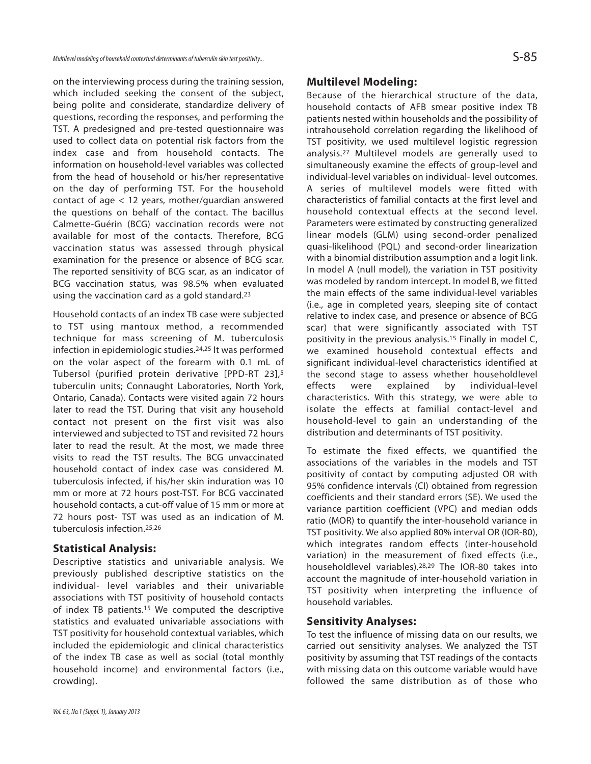on the interviewing process during the training session, which included seeking the consent of the subject, being polite and considerate, standardize delivery of questions, recording the responses, and performing the TST. A predesigned and pre-tested questionnaire was used to collect data on potential risk factors from the index case and from household contacts. The information on household-level variables was collected from the head of household or his/her representative on the day of performing TST. For the household contact of age < 12 years, mother/guardian answered the questions on behalf of the contact. The bacillus Calmette-Guérin (BCG) vaccination records were not available for most of the contacts. Therefore, BCG vaccination status was assessed through physical examination for the presence or absence of BCG scar. The reported sensitivity of BCG scar, as an indicator of BCG vaccination status, was 98.5% when evaluated using the vaccination card as a gold standard.[23]

Household contacts of an index TB case were subjected to TST using mantoux method, a recommended technique for mass screening of M. tuberculosis infection in epidemiologic studies.[24,25] It was performed on the volar aspect of the forearm with 0.1 mL of Tubersol (purified protein derivative [PPD-RT 23],[5] tuberculin units; Connaught Laboratories, North York, Ontario, Canada). Contacts were visited again 72 hours later to read the TST. During that visit any household contact not present on the first visit was also interviewed and subjected to TST and revisited 72 hours later to read the result. At the most, we made three visits to read the TST results. The BCG unvaccinated household contact of index case was considered M. tuberculosis infected, if his/her skin induration was 10 mm or more at 72 hours post-TST. For BCG vaccinated household contacts, a cut-off value of 15 mm or more at 72 hours post- TST was used as an indication of M. tuberculosis infection.[25,26]

## Statistical Analysis:

Descriptive statistics and univariable analysis. We previously published descriptive statistics on the individual- level variables and their univariable associations with TST positivity of household contacts of index TB patients.[15] We computed the descriptive statistics and evaluated univariable associations with TST positivity for household contextual variables, which included the epidemiologic and clinical characteristics of the index TB case as well as social (total monthly household income) and environmental factors (i.e., crowding).

## Multilevel Modeling:

Because of the hierarchical structure of the data, household contacts of AFB smear positive index TB patients nested within households and the possibility of intrahousehold correlation regarding the likelihood of TST positivity, we used multilevel logistic regression analysis.[27] Multilevel models are generally used to simultaneously examine the effects of group-level and individual-level variables on individual- level outcomes. A series of multilevel models were fitted with characteristics of familial contacts at the first level and household contextual effects at the second level. Parameters were estimated by constructing generalized linear models (GLM) using second-order penalized quasi-likelihood (PQL) and second-order linearization with a binomial distribution assumption and a logit link. In model A (null model), the variation in TST positivity was modeled by random intercept. In model B, we fitted the main effects of the same individual-level variables (i.e., age in completed years, sleeping site of contact relative to index case, and presence or absence of BCG scar) that were significantly associated with TST positivity in the previous analysis.[15] Finally in model C, we examined household contextual effects and significant individual-level characteristics identified at the second stage to assess whether householdlevel effects were explained by individual-level characteristics. With this strategy, we were able to isolate the effects at familial contact-level and household-level to gain an understanding of the distribution and determinants of TST positivity.

To estimate the fixed effects, we quantified the associations of the variables in the models and TST positivity of contact by computing adjusted OR with 95% confidence intervals (CI) obtained from regression coefficients and their standard errors (SE). We used the variance partition coefficient (VPC) and median odds ratio (MOR) to quantify the inter-household variance in TST positivity. We also applied 80% interval OR (IOR-80), which integrates random effects (inter-household variation) in the measurement of fixed effects (i.e., householdlevel variables).[28,29] The IOR-80 takes into account the magnitude of inter-household variation in TST positivity when interpreting the influence of household variables.

## Sensitivity Analyses:

To test the influence of missing data on our results, we carried out sensitivity analyses. We analyzed the TST positivity by assuming that TST readings of the contacts with missing data on this outcome variable would have followed the same distribution as of those who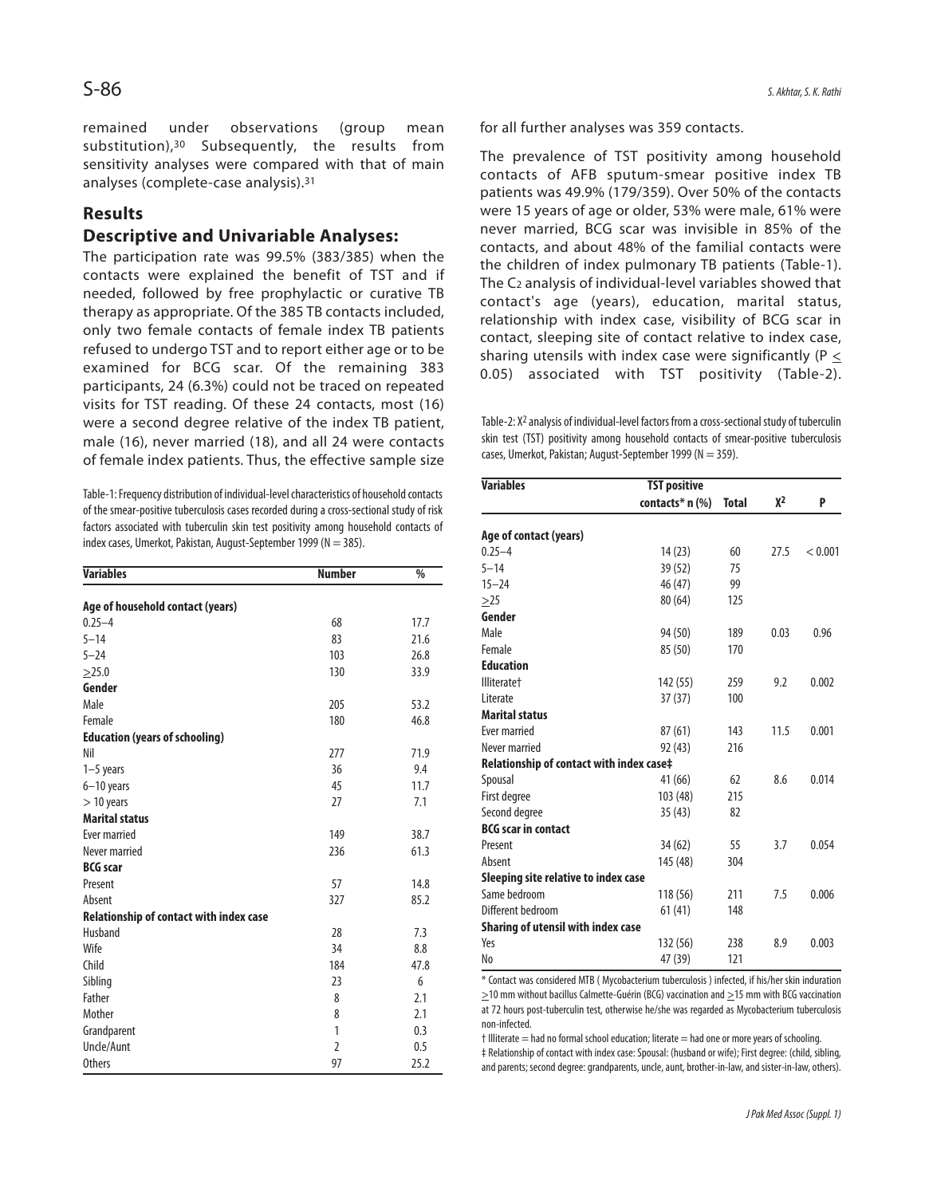remained under observations (group mean substitution),[30] Subsequently, the results from sensitivity analyses were compared with that of main analyses (complete-case analysis).[31]

## Results

### Descriptive and Univariable Analyses:

The participation rate was 99.5% (383/385) when the contacts were explained the benefit of TST and if needed, followed by free prophylactic or curative TB therapy as appropriate. Of the 385 TB contacts included, only two female contacts of female index TB patients refused to undergo TST and to report either age or to be examined for BCG scar. Of the remaining 383 participants, 24 (6.3%) could not be traced on repeated visits for TST reading. Of these 24 contacts, most (16) were a second degree relative of the index TB patient, male (16), never married (18), and all 24 were contacts of female index patients. Thus, the effective sample size for all further analyses was 359 contacts.

Table-1: Frequency distribution of individual-level characteristics of household contacts of the smear-positive tuberculosis cases recorded during a cross-sectional study of risk factors associated with tuberculin skin test positivity among household contacts of index cases, Umerkot, Pakistan, August-September 1999 (N = 385).

| Variables | Number | % |
|---|---|---|
| **Age of household contact (years)** | | |
| 0.25–4 | 68 | 17.7 |
| 5–14 | 83 | 21.6 |
| 5–24 | 103 | 26.8 |
| $\geq$25.0 | 130 | 33.9 |
| **Gender** | | |
| Male | 205 | 53.2 |
| Female | 180 | 46.8 |
| **Education (years of schooling)** | | |
| Nil | 277 | 71.9 |
| 1–5 years | 36 | 9.4 |
| 6–10 years | 45 | 11.7 |
| > 10 years | 27 | 7.1 |
| **Marital status** | | |
| Ever married | 149 | 38.7 |
| Never married | 236 | 61.3 |
| **BCG scar** | | |
| Present | 57 | 14.8 |
| Absent | 327 | 85.2 |
| **Relationship of contact with index case** | | |
| Husband | 28 | 7.3 |
| Wife | 34 | 8.8 |
| Child | 184 | 47.8 |
| Sibling | 23 | 6 |
| Father | 8 | 2.1 |
| Mother | 8 | 2.1 |
| Grandparent | 1 | 0.3 |
| Uncle/Aunt | 2 | 0.5 |
| Others | 97 | 25.2 |

The prevalence of TST positivity among household contacts of AFB sputum-smear positive index TB patients was 49.9% (179/359). Over 50% of the contacts were 15 years of age or older, 53% were male, 61% were never married, BCG scar was invisible in 85% of the contacts, and about 48% of the familial contacts were the children of index pulmonary TB patients (Table-1). The $C_2$ analysis of individual-level variables showed that contact's age (years), education, marital status, relationship with index case, visibility of BCG scar in contact, sleeping site of contact relative to index case, sharing utensils with index case were significantly ($P \leq 0.05$) associated with TST positivity (Table-2).

Table-2: $X^2$ analysis of individual-level factors from a cross-sectional study of tuberculin skin test (TST) positivity among household contacts of smear-positive tuberculosis cases, Umerkot, Pakistan; August-September 1999 (N = 359).

| Variables | TST positive contacts* n (%) | Total | $X^2$ | P |
|---|---|---|---|---|
| **Age of contact (years)** | | | | |
| 0.25–4 | 14 (23) | 60 | 27.5 | < 0.001 |
| 5–14 | 39 (52) | 75 | | |
| 15–24 | 46 (47) | 99 | | |
| $\geq$25 | 80 (64) | 125 | | |
| **Gender** | | | | |
| Male | 94 (50) | 189 | 0.03 | 0.96 |
| Female | 85 (50) | 170 | | |
| **Education** | | | | |
| Illiterate† | 142 (55) | 259 | 9.2 | 0.002 |
| Literate | 37 (37) | 100 | | |
| **Marital status** | | | | |
| Ever married | 87 (61) | 143 | 11.5 | 0.001 |
| Never married | 92 (43) | 216 | | |
| **Relationship of contact with index case‡** | | | | |
| Spousal | 41 (66) | 62 | 8.6 | 0.014 |
| First degree | 103 (48) | 215 | | |
| Second degree | 35 (43) | 82 | | |
| **BCG scar in contact** | | | | |
| Present | 34 (62) | 55 | 3.7 | 0.054 |
| Absent | 145 (48) | 304 | | |
| **Sleeping site relative to index case** | | | | |
| Same bedroom | 118 (56) | 211 | 7.5 | 0.006 |
| Different bedroom | 61 (41) | 148 | | |
| **Sharing of utensil with index case** | | | | |
| Yes | 132 (56) | 238 | 8.9 | 0.003 |
| No | 47 (39) | 121 | | |

\* Contact was considered MTB ( Mycobacterium tuberculosis ) infected, if his/her skin induration $\geq$10 mm without bacillus Calmette-Guérin (BCG) vaccination and $\geq$15 mm with BCG vaccination at 72 hours post-tuberculin test, otherwise he/she was regarded as Mycobacterium tuberculosis non-infected.

† Illiterate = had no formal school education; literate = had one or more years of schooling.

‡ Relationship of contact with index case: Spousal: (husband or wife); First degree: (child, sibling, and parents; second degree: grandparents, uncle, aunt, brother-in-law, and sister-in-law, others).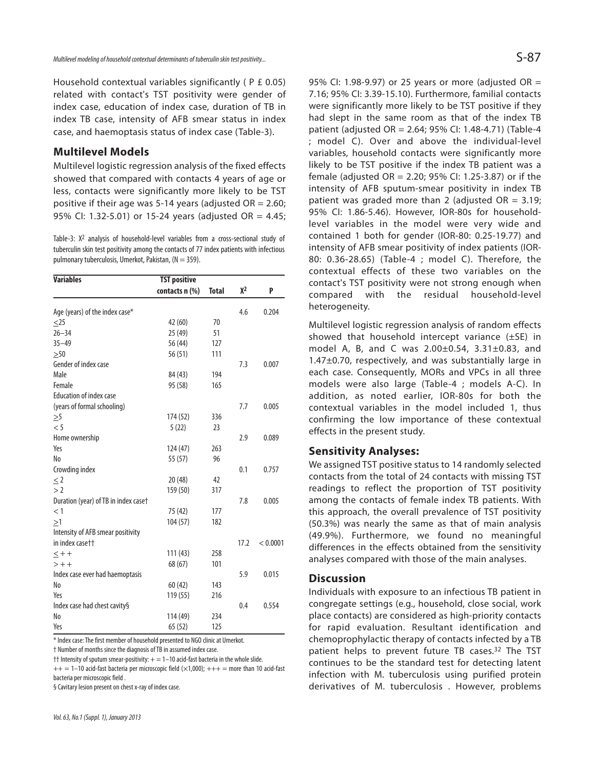Household contextual variables significantly ( P £ 0.05) related with contact's TST positivity were gender of index case, education of index case, duration of TB in index TB case, intensity of AFB smear status in index case, and haemoptasis status of index case (Table-3).

## Multilevel Models

Multilevel logistic regression analysis of the fixed effects showed that compared with contacts 4 years of age or less, contacts were significantly more likely to be TST positive if their age was 5-14 years (adjusted OR = 2.60; 95% CI: 1.32-5.01) or 15-24 years (adjusted OR = 4.45; 95% CI: 1.98-9.97) or 25 years or more (adjusted OR = 7.16; 95% CI: 3.39-15.10). Furthermore, familial contacts were significantly more likely to be TST positive if they had slept in the same room as that of the index TB patient (adjusted OR = 2.64; 95% CI: 1.48-4.71) (Table-4 ; model C). Over and above the individual-level variables, household contacts were significantly more likely to be TST positive if the index TB patient was a female (adjusted OR = 2.20; 95% CI: 1.25-3.87) or if the intensity of AFB sputum-smear positivity in index TB patient was graded more than 2 (adjusted OR = 3.19; 95% CI: 1.86-5.46). However, IOR-80s for household-level variables in the model were very wide and contained 1 both for gender (IOR-80: 0.25-19.77) and intensity of AFB smear positivity of index patients (IOR-80: 0.36-28.65) (Table-4 ; model C). Therefore, the contextual effects of these two variables on the contact's TST positivity were not strong enough when compared with the residual household-level heterogeneity.

Table-3: $X^2$ analysis of household-level variables from a cross-sectional study of tuberculin skin test positivity among the contacts of 77 index patients with infectious pulmonary tuberculosis, Umerkot, Pakistan, (N = 359).

| Variables | TST positive contacts n (%) | Total | $X^2$ | P |
|---|---|---|---|---|
| Age (years) of the index case* | | | 4.6 | 0.204 |
| ≤25 | 42 (60) | 70 | | |
| 26–34 | 25 (49) | 51 | | |
| 35–49 | 56 (44) | 127 | | |
| ≥50 | 56 (51) | 111 | | |
| Gender of index case | | | 7.3 | 0.007 |
| Male | 84 (43) | 194 | | |
| Female | 95 (58) | 165 | | |
| Education of index case (years of formal schooling) | | | 7.7 | 0.005 |
| ≥5 | 174 (52) | 336 | | |
| < 5 | 5 (22) | 23 | | |
| Home ownership | | | 2.9 | 0.089 |
| Yes | 124 (47) | 263 | | |
| No | 55 (57) | 96 | | |
| Crowding index | | | 0.1 | 0.757 |
| ≤ 2 | 20 (48) | 42 | | |
| > 2 | 159 (50) | 317 | | |
| Duration (year) of TB in index case† | | | 7.8 | 0.005 |
| < 1 | 75 (42) | 177 | | |
| ≥1 | 104 (57) | 182 | | |
| Intensity of AFB smear positivity in index case†† | | | 17.2 | < 0.0001 |
| ≤ ++ | 111 (43) | 258 | | |
| > ++ | 68 (67) | 101 | | |
| Index case ever had haemoptasis | | | 5.9 | 0.015 |
| No | 60 (42) | 143 | | |
| Yes | 119 (55) | 216 | | |
| Index case had chest cavity§ | | | 0.4 | 0.554 |
| No | 114 (49) | 234 | | |
| Yes | 65 (52) | 125 | | |

\* Index case: The first member of household presented to NGO clinic at Umerkot.

† Number of months since the diagnosis of TB in assumed index case.

†† Intensity of sputum smear-positivity: + = 1–10 acid-fast bacteria in the whole slide.

++ = 1–10 acid-fast bacteria per microscopic field (×1,000); +++ = more than 10 acid-fast bacteria per microscopic field .

§ Cavitary lesion present on chest x-ray of index case.

Multilevel logistic regression analysis of random effects showed that household intercept variance (±SE) in model A, B, and C was 2.00±0.54, 3.31±0.83, and 1.47±0.70, respectively, and was substantially large in each case. Consequently, MORs and VPCs in all three models were also large (Table-4 ; models A-C). In addition, as noted earlier, IOR-80s for both the contextual variables in the model included 1, thus confirming the low importance of these contextual effects in the present study.

## Sensitivity Analyses:

We assigned TST positive status to 14 randomly selected contacts from the total of 24 contacts with missing TST readings to reflect the proportion of TST positivity among the contacts of female index TB patients. With this approach, the overall prevalence of TST positivity (50.3%) was nearly the same as that of main analysis (49.9%). Furthermore, we found no meaningful differences in the effects obtained from the sensitivity analyses compared with those of the main analyses.

## Discussion

Individuals with exposure to an infectious TB patient in congregate settings (e.g., household, close social, work place contacts) are considered as high-priority contacts for rapid evaluation. Resultant identification and chemoprophylactic therapy of contacts infected by a TB patient helps to prevent future TB cases.[32] The TST continues to be the standard test for detecting latent infection with M. tuberculosis using purified protein derivatives of M. tuberculosis . However, problems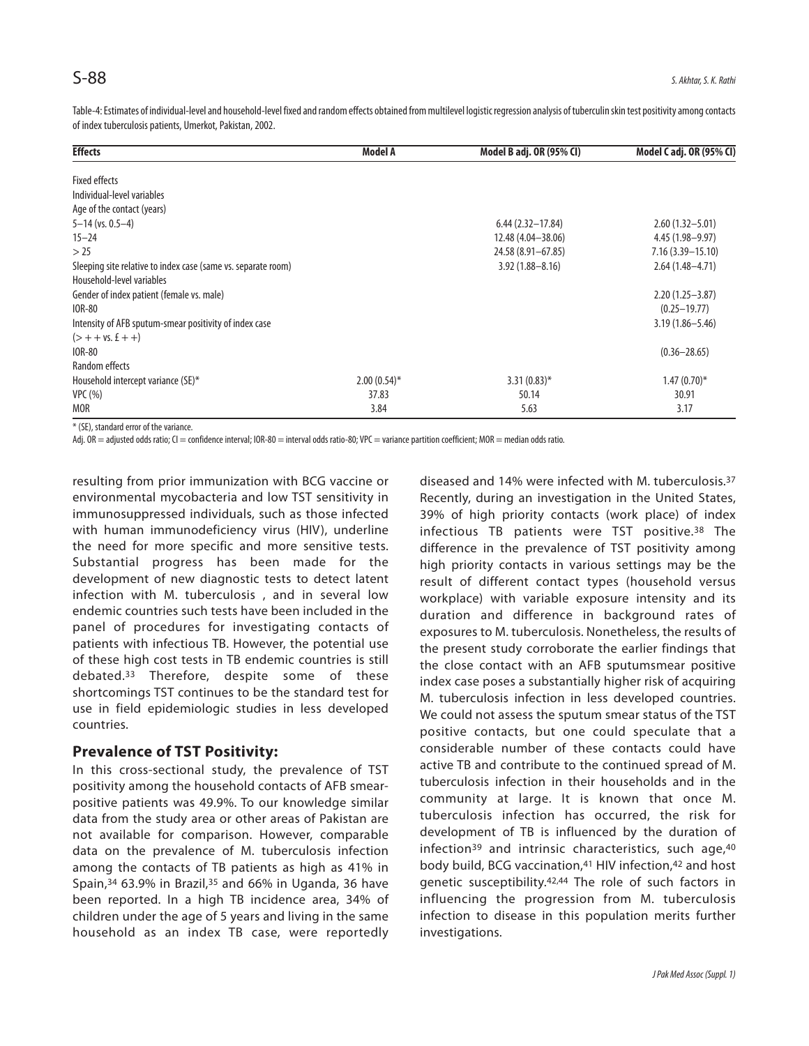Table-4: Estimates of individual-level and household-level fixed and random effects obtained from multilevel logistic regression analysis of tuberculin skin test positivity among contacts of index tuberculosis patients, Umerkot, Pakistan, 2002.

| Effects | Model A | Model B adj. OR (95% CI) | Model C adj. OR (95% CI) |
|---|---|---|---|
| Fixed effects | | | |
| Individual-level variables | | | |
| Age of the contact (years) | | | |
| 5–14 (vs. 0.5–4) | | 6.44 (2.32–17.84) | 2.60 (1.32–5.01) |
| 15–24 | | 12.48 (4.04–38.06) | 4.45 (1.98–9.97) |
| > 25 | | 24.58 (8.91–67.85) | 7.16 (3.39–15.10) |
| Sleeping site relative to index case (same vs. separate room) | | 3.92 (1.88–8.16) | 2.64 (1.48–4.71) |
| Household-level variables | | | |
| Gender of index patient (female vs. male) | | | 2.20 (1.25–3.87) |
| IOR-80 | | | (0.25–19.77) |
| Intensity of AFB sputum-smear positivity of index case (> + + vs. £ + +) | | | 3.19 (1.86–5.46) |
| IOR-80 | | | (0.36–28.65) |
| Random effects | | | |
| Household intercept variance (SE)* | 2.00 (0.54)* | 3.31 (0.83)* | 1.47 (0.70)* |
| VPC (%) | 37.83 | 50.14 | 30.91 |
| MOR | 3.84 | 5.63 | 3.17 |

* (SE), standard error of the variance.

Adj. OR = adjusted odds ratio; CI = confidence interval; IOR-80 = interval odds ratio-80; VPC = variance partition coefficient; MOR = median odds ratio.

resulting from prior immunization with BCG vaccine or environmental mycobacteria and low TST sensitivity in immunosuppressed individuals, such as those infected with human immunodeficiency virus (HIV), underline the need for more specific and more sensitive tests. Substantial progress has been made for the development of new diagnostic tests to detect latent infection with M. tuberculosis , and in several low endemic countries such tests have been included in the panel of procedures for investigating contacts of patients with infectious TB. However, the potential use of these high cost tests in TB endemic countries is still debated.[33] Therefore, despite some of these shortcomings TST continues to be the standard test for use in field epidemiologic studies in less developed countries.

## Prevalence of TST Positivity:

In this cross-sectional study, the prevalence of TST positivity among the household contacts of AFB smear-positive patients was 49.9%. To our knowledge similar data from the study area or other areas of Pakistan are not available for comparison. However, comparable data on the prevalence of M. tuberculosis infection among the contacts of TB patients as high as 41% in Spain,[34] 63.9% in Brazil,[35] and 66% in Uganda, 36 have been reported. In a high TB incidence area, 34% of children under the age of 5 years and living in the same household as an index TB case, were reportedly diseased and 14% were infected with M. tuberculosis.[37] Recently, during an investigation in the United States, 39% of high priority contacts (work place) of index infectious TB patients were TST positive.[38] The difference in the prevalence of TST positivity among high priority contacts in various settings may be the result of different contact types (household versus workplace) with variable exposure intensity and its duration and difference in background rates of exposures to M. tuberculosis. Nonetheless, the results of the present study corroborate the earlier findings that the close contact with an AFB sputumsmear positive index case poses a substantially higher risk of acquiring M. tuberculosis infection in less developed countries. We could not assess the sputum smear status of the TST positive contacts, but one could speculate that a considerable number of these contacts could have active TB and contribute to the continued spread of M. tuberculosis infection in their households and in the community at large. It is known that once M. tuberculosis infection has occurred, the risk for development of TB is influenced by the duration of infection[39] and intrinsic characteristics, such age,[40] body build, BCG vaccination,[41] HIV infection,[42] and host genetic susceptibility.[42,44] The role of such factors in influencing the progression from M. tuberculosis infection to disease in this population merits further investigations.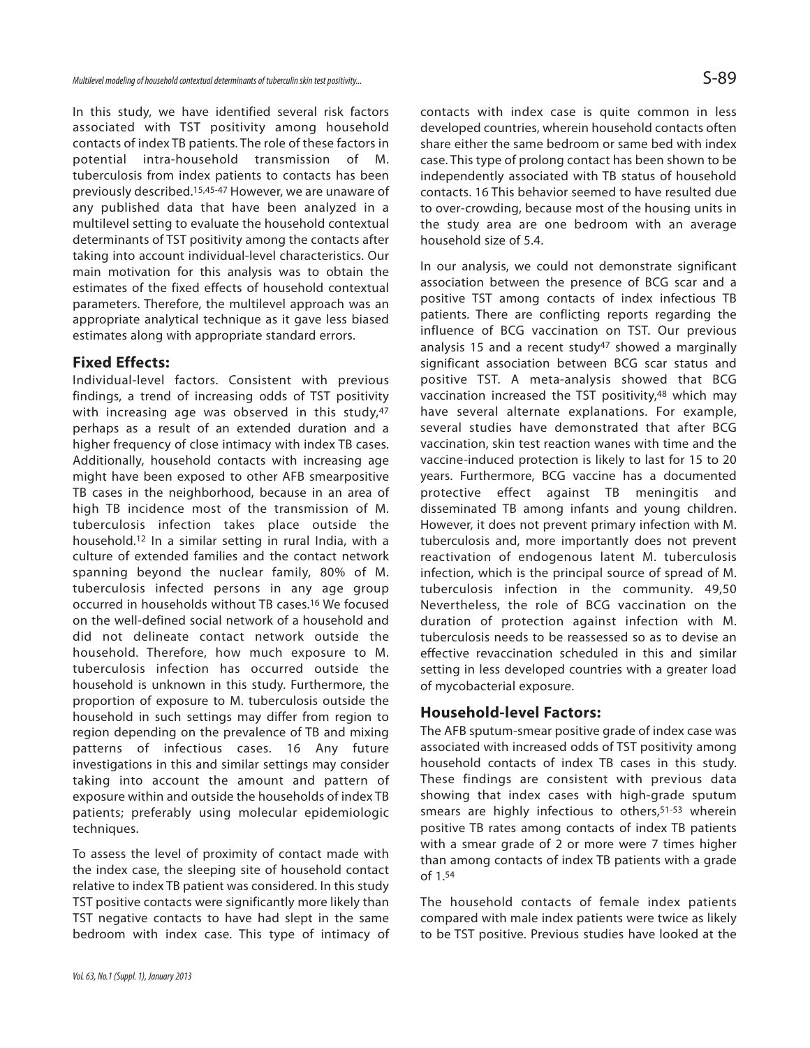In this study, we have identified several risk factors associated with TST positivity among household contacts of index TB patients. The role of these factors in potential intra-household transmission of M. tuberculosis from index patients to contacts has been previously described.[15,45-47] However, we are unaware of any published data that have been analyzed in a multilevel setting to evaluate the household contextual determinants of TST positivity among the contacts after taking into account individual-level characteristics. Our main motivation for this analysis was to obtain the estimates of the fixed effects of household contextual parameters. Therefore, the multilevel approach was an appropriate analytical technique as it gave less biased estimates along with appropriate standard errors.

## Fixed Effects:

Individual-level factors. Consistent with previous findings, a trend of increasing odds of TST positivity with increasing age was observed in this study,[47] perhaps as a result of an extended duration and a higher frequency of close intimacy with index TB cases. Additionally, household contacts with increasing age might have been exposed to other AFB smearpositive TB cases in the neighborhood, because in an area of high TB incidence most of the transmission of M. tuberculosis infection takes place outside the household.[12] In a similar setting in rural India, with a culture of extended families and the contact network spanning beyond the nuclear family, 80% of M. tuberculosis infected persons in any age group occurred in households without TB cases.[16] We focused on the well-defined social network of a household and did not delineate contact network outside the household. Therefore, how much exposure to M. tuberculosis infection has occurred outside the household is unknown in this study. Furthermore, the proportion of exposure to M. tuberculosis outside the household in such settings may differ from region to region depending on the prevalence of TB and mixing patterns of infectious cases. 16 Any future investigations in this and similar settings may consider taking into account the amount and pattern of exposure within and outside the households of index TB patients; preferably using molecular epidemiologic techniques.

To assess the level of proximity of contact made with the index case, the sleeping site of household contact relative to index TB patient was considered. In this study TST positive contacts were significantly more likely than TST negative contacts to have had slept in the same bedroom with index case. This type of intimacy of contacts with index case is quite common in less developed countries, wherein household contacts often share either the same bedroom or same bed with index case. This type of prolong contact has been shown to be independently associated with TB status of household contacts. 16 This behavior seemed to have resulted due to over-crowding, because most of the housing units in the study area are one bedroom with an average household size of 5.4.

In our analysis, we could not demonstrate significant association between the presence of BCG scar and a positive TST among contacts of index infectious TB patients. There are conflicting reports regarding the influence of BCG vaccination on TST. Our previous analysis 15 and a recent study[47] showed a marginally significant association between BCG scar status and positive TST. A meta-analysis showed that BCG vaccination increased the TST positivity,[48] which may have several alternate explanations. For example, several studies have demonstrated that after BCG vaccination, skin test reaction wanes with time and the vaccine-induced protection is likely to last for 15 to 20 years. Furthermore, BCG vaccine has a documented protective effect against TB meningitis and disseminated TB among infants and young children. However, it does not prevent primary infection with M. tuberculosis and, more importantly does not prevent reactivation of endogenous latent M. tuberculosis infection, which is the principal source of spread of M. tuberculosis infection in the community. 49,50 Nevertheless, the role of BCG vaccination on the duration of protection against infection with M. tuberculosis needs to be reassessed so as to devise an effective revaccination scheduled in this and similar setting in less developed countries with a greater load of mycobacterial exposure.

## Household-level Factors:

The AFB sputum-smear positive grade of index case was associated with increased odds of TST positivity among household contacts of index TB cases in this study. These findings are consistent with previous data showing that index cases with high-grade sputum smears are highly infectious to others,[51-53] wherein positive TB rates among contacts of index TB patients with a smear grade of 2 or more were 7 times higher than among contacts of index TB patients with a grade of 1.[54]

The household contacts of female index patients compared with male index patients were twice as likely to be TST positive. Previous studies have looked at the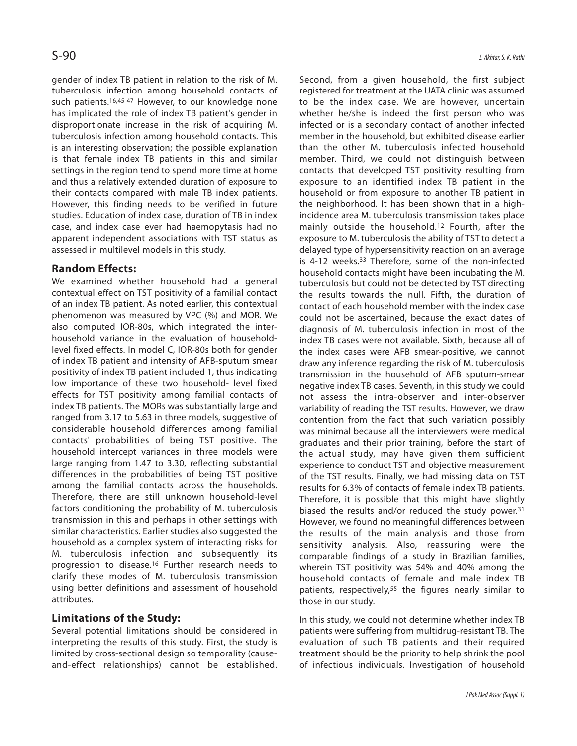gender of index TB patient in relation to the risk of M. tuberculosis infection among household contacts of such patients.[16,45-47] However, to our knowledge none has implicated the role of index TB patient's gender in disproportionate increase in the risk of acquiring M. tuberculosis infection among household contacts. This is an interesting observation; the possible explanation is that female index TB patients in this and similar settings in the region tend to spend more time at home and thus a relatively extended duration of exposure to their contacts compared with male TB index patients. However, this finding needs to be verified in future studies. Education of index case, duration of TB in index case, and index case ever had haemopytasis had no apparent independent associations with TST status as assessed in multilevel models in this study.

## Random Effects:

We examined whether household had a general contextual effect on TST positivity of a familial contact of an index TB patient. As noted earlier, this contextual phenomenon was measured by VPC (%) and MOR. We also computed IOR-80s, which integrated the inter-household variance in the evaluation of household-level fixed effects. In model C, IOR-80s both for gender of index TB patient and intensity of AFB-sputum smear positivity of index TB patient included 1, thus indicating low importance of these two household- level fixed effects for TST positivity among familial contacts of index TB patients. The MORs was substantially large and ranged from 3.17 to 5.63 in three models, suggestive of considerable household differences among familial contacts' probabilities of being TST positive. The household intercept variances in three models were large ranging from 1.47 to 3.30, reflecting substantial differences in the probabilities of being TST positive among the familial contacts across the households. Therefore, there are still unknown household-level factors conditioning the probability of M. tuberculosis transmission in this and perhaps in other settings with similar characteristics. Earlier studies also suggested the household as a complex system of interacting risks for M. tuberculosis infection and subsequently its progression to disease.[16] Further research needs to clarify these modes of M. tuberculosis transmission using better definitions and assessment of household attributes.

## Limitations of the Study:

Several potential limitations should be considered in interpreting the results of this study. First, the study is limited by cross-sectional design so temporality (cause-and-effect relationships) cannot be established. Second, from a given household, the first subject registered for treatment at the UATA clinic was assumed to be the index case. We are however, uncertain whether he/she is indeed the first person who was infected or is a secondary contact of another infected member in the household, but exhibited disease earlier than the other M. tuberculosis infected household member. Third, we could not distinguish between contacts that developed TST positivity resulting from exposure to an identified index TB patient in the household or from exposure to another TB patient in the neighborhood. It has been shown that in a high-incidence area M. tuberculosis transmission takes place mainly outside the household.[12] Fourth, after the exposure to M. tuberculosis the ability of TST to detect a delayed type of hypersensitivity reaction on an average is 4-12 weeks.[33] Therefore, some of the non-infected household contacts might have been incubating the M. tuberculosis but could not be detected by TST directing the results towards the null. Fifth, the duration of contact of each household member with the index case could not be ascertained, because the exact dates of diagnosis of M. tuberculosis infection in most of the index TB cases were not available. Sixth, because all of the index cases were AFB smear-positive, we cannot draw any inference regarding the risk of M. tuberculosis transmission in the household of AFB sputum-smear negative index TB cases. Seventh, in this study we could not assess the intra-observer and inter-observer variability of reading the TST results. However, we draw contention from the fact that such variation possibly was minimal because all the interviewers were medical graduates and their prior training, before the start of the actual study, may have given them sufficient experience to conduct TST and objective measurement of the TST results. Finally, we had missing data on TST results for 6.3% of contacts of female index TB patients. Therefore, it is possible that this might have slightly biased the results and/or reduced the study power.[31] However, we found no meaningful differences between the results of the main analysis and those from sensitivity analysis. Also, reassuring were the comparable findings of a study in Brazilian families, wherein TST positivity was 54% and 40% among the household contacts of female and male index TB patients, respectively,[55] the figures nearly similar to those in our study.

In this study, we could not determine whether index TB patients were suffering from multidrug-resistant TB. The evaluation of such TB patients and their required treatment should be the priority to help shrink the pool of infectious individuals. Investigation of household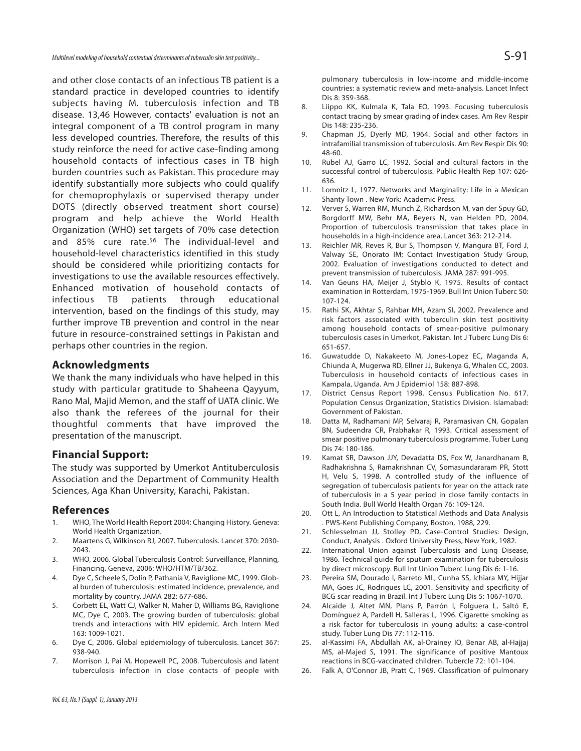and other close contacts of an infectious TB patient is a standard practice in developed countries to identify subjects having M. tuberculosis infection and TB disease. 13,46 However, contacts' evaluation is not an integral component of a TB control program in many less developed countries. Therefore, the results of this study reinforce the need for active case-finding among household contacts of infectious cases in TB high burden countries such as Pakistan. This procedure may identify substantially more subjects who could qualify for chemoprophylaxis or supervised therapy under DOTS (directly observed treatment short course) program and help achieve the World Health Organization (WHO) set targets of 70% case detection and 85% cure rate.[56] The individual-level and household-level characteristics identified in this study should be considered while prioritizing contacts for investigations to use the available resources effectively. Enhanced motivation of household contacts of infectious TB patients through educational intervention, based on the findings of this study, may further improve TB prevention and control in the near future in resource-constrained settings in Pakistan and perhaps other countries in the region.

## Acknowledgments

We thank the many individuals who have helped in this study with particular gratitude to Shaheena Qayyum, Rano Mal, Majid Memon, and the staff of UATA clinic. We also thank the referees of the journal for their thoughtful comments that have improved the presentation of the manuscript.

## Financial Support:

The study was supported by Umerkot Antituberculosis Association and the Department of Community Health Sciences, Aga Khan University, Karachi, Pakistan.

## References

1. WHO, The World Health Report 2004: Changing History. Geneva: World Health Organization.
2. Maartens G, Wilkinson RJ, 2007. Tuberculosis. Lancet 370: 2030-2043.
3. WHO, 2006. Global Tuberculosis Control: Surveillance, Planning, Financing. Geneva, 2006: WHO/HTM/TB/362.
4. Dye C, Scheele S, Dolin P, Pathania V, Raviglione MC, 1999. Global burden of tuberculosis: estimated incidence, prevalence, and mortality by country. JAMA 282: 677-686.
5. Corbett EL, Watt CJ, Walker N, Maher D, Williams BG, Raviglione MC, Dye C, 2003. The growing burden of tuberculosis: global trends and interactions with HIV epidemic. Arch Intern Med 163: 1009-1021.
6. Dye C, 2006. Global epidemiology of tuberculosis. Lancet 367: 938-940.
7. Morrison J, Pai M, Hopewell PC, 2008. Tuberculosis and latent tuberculosis infection in close contacts of people with pulmonary tuberculosis in low-income and middle-income countries: a systematic review and meta-analysis. Lancet Infect Dis 8: 359-368.
8. Liippo KK, Kulmala K, Tala EO, 1993. Focusing tuberculosis contact tracing by smear grading of index cases. Am Rev Respir Dis 148: 235-236.
9. Chapman JS, Dyerly MD, 1964. Social and other factors in intrafamilial transmission of tuberculosis. Am Rev Respir Dis 90: 48-60.
10. Rubel AJ, Garro LC, 1992. Social and cultural factors in the successful control of tuberculosis. Public Health Rep 107: 626-636.
11. Lomnitz L, 1977. Networks and Marginality: Life in a Mexican Shanty Town . New York: Academic Press.
12. Verver S, Warren RM, Munch Z, Richardson M, van der Spuy GD, Borgdorff MW, Behr MA, Beyers N, van Helden PD, 2004. Proportion of tuberculosis transmission that takes place in households in a high-incidence area. Lancet 363: 212-214.
13. Reichler MR, Reves R, Bur S, Thompson V, Mangura BT, Ford J, Valway SE, Onorato IM; Contact Investigation Study Group, 2002. Evaluation of investigations conducted to detect and prevent transmission of tuberculosis. JAMA 287: 991-995.
14. Van Geuns HA, Meijer J, Styblo K, 1975. Results of contact examination in Rotterdam, 1975-1969. Bull Int Union Tuberc 50: 107-124.
15. Rathi SK, Akhtar S, Rahbar MH, Azam SI, 2002. Prevalence and risk factors associated with tuberculin skin test positivity among household contacts of smear-positive pulmonary tuberculosis cases in Umerkot, Pakistan. Int J Tuberc Lung Dis 6: 651-657.
16. Guwatudde D, Nakakeeto M, Jones-Lopez EC, Maganda A, Chiunda A, Mugerwa RD, Ellner JJ, Bukenya G, Whalen CC, 2003. Tuberculosis in household contacts of infectious cases in Kampala, Uganda. Am J Epidemiol 158: 887-898.
17. District Census Report 1998. Census Publication No. 617. Population Census Organization, Statistics Division. Islamabad: Government of Pakistan.
18. Datta M, Radhamani MP, Selvaraj R, Paramasivan CN, Gopalan BN, Sudeendra CR, Prabhakar R, 1993. Critical assessment of smear positive pulmonary tuberculosis programme. Tuber Lung Dis 74: 180-186.
19. Kamat SR, Dawson JJY, Devadatta DS, Fox W, Janardhanam B, Radhakrishna S, Ramakrishnan CV, Somasundararam PR, Stott H, Velu S, 1998. A controlled study of the influence of segregation of tuberculosis patients for year on the attack rate of tuberculosis in a 5 year period in close family contacts in South India. Bull World Health Organ 76: 109-124.
20. Ott L, An Introduction to Statistical Methods and Data Analysis . PWS-Kent Publishing Company, Boston, 1988, 229.
21. Schlesselman JJ, Stolley PD, Case-Control Studies: Design, Conduct, Analysis . Oxford University Press, New York, 1982.
22. International Union against Tuberculosis and Lung Disease, 1986. Technical guide for sputum examination for tuberculosis by direct microscopy. Bull Int Union Tuberc Lung Dis 6: 1-16.
23. Pereira SM, Dourado I, Barreto ML, Cunha SS, Ichiara MY, Hijjar MA, Goes JC, Rodrigues LC, 2001. Sensitivity and specificity of BCG scar reading in Brazil. Int J Tuberc Lung Dis 5: 1067-1070.
24. Alcaide J, Altet MN, Plans P, Parrón I, Folguera L, Saltó E, Domínguez A, Pardell H, Salleras L, 1996. Cigarette smoking as a risk factor for tuberculosis in young adults: a case-control study. Tuber Lung Dis 77: 112-116.
25. al-Kassimi FA, Abdullah AK, al-Orainey IO, Benar AB, al-Hajjaj MS, al-Majed S, 1991. The significance of positive Mantoux reactions in BCG-vaccinated children. Tubercle 72: 101-104.
26. Falk A, O'Connor JB, Pratt C, 1969. Classification of pulmonary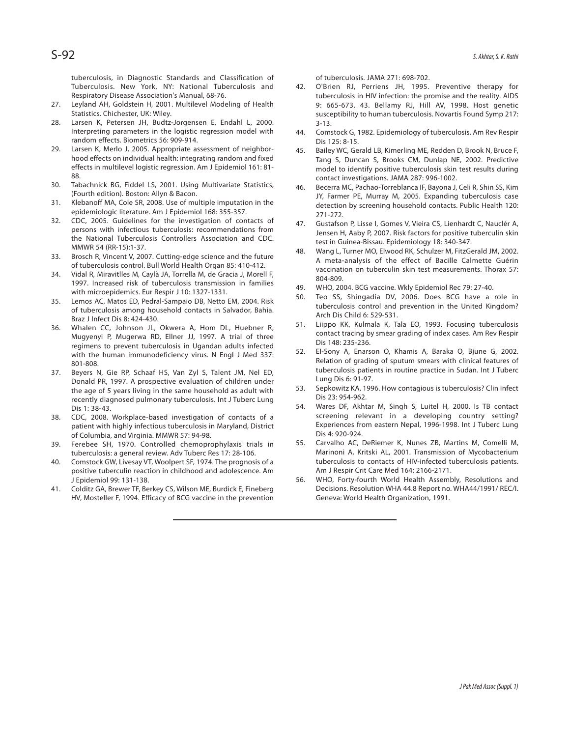tuberculosis, in Diagnostic Standards and Classification of Tuberculosis. New York, NY: National Tuberculosis and Respiratory Disease Association's Manual, 68-76.

27. Leyland AH, Goldstein H, 2001. Multilevel Modeling of Health Statistics. Chichester, UK: Wiley.
28. Larsen K, Petersen JH, Budtz-Jorgensen E, Endahl L, 2000. Interpreting parameters in the logistic regression model with random effects. Biometrics 56: 909-914.
29. Larsen K, Merlo J, 2005. Appropriate assessment of neighborhood effects on individual health: integrating random and fixed effects in multilevel logistic regression. Am J Epidemiol 161: 81-88.
30. Tabachnick BG, Fiddel LS, 2001. Using Multivariate Statistics, (Fourth edition). Boston: Allyn & Bacon.
31. Klebanoff MA, Cole SR, 2008. Use of multiple imputation in the epidemiologic literature. Am J Epidemiol 168: 355-357.
32. CDC, 2005. Guidelines for the investigation of contacts of persons with infectious tuberculosis: recommendations from the National Tuberculosis Controllers Association and CDC. MMWR 54 (RR-15):1-37.
33. Brosch R, Vincent V, 2007. Cutting-edge science and the future of tuberculosis control. Bull World Health Organ 85: 410-412.
34. Vidal R, Miravitlles M, Caylà JA, Torrella M, de Gracia J, Morell F, 1997. Increased risk of tuberculosis transmission in families with microepidemics. Eur Respir J 10: 1327-1331.
35. Lemos AC, Matos ED, Pedral-Sampaio DB, Netto EM, 2004. Risk of tuberculosis among household contacts in Salvador, Bahia. Braz J Infect Dis 8: 424-430.
36. Whalen CC, Johnson JL, Okwera A, Hom DL, Huebner R, Mugyenyi P, Mugerwa RD, Ellner JJ, 1997. A trial of three regimens to prevent tuberculosis in Ugandan adults infected with the human immunodeficiency virus. N Engl J Med 337: 801-808.
37. Beyers N, Gie RP, Schaaf HS, Van Zyl S, Talent JM, Nel ED, Donald PR, 1997. A prospective evaluation of children under the age of 5 years living in the same household as adult with recently diagnosed pulmonary tuberculosis. Int J Tuberc Lung Dis 1: 38-43.
38. CDC, 2008. Workplace-based investigation of contacts of a patient with highly infectious tuberculosis in Maryland, District of Columbia, and Virginia. MMWR 57: 94-98.
39. Ferebee SH, 1970. Controlled chemoprophylaxis trials in tuberculosis: a general review. Adv Tuberc Res 17: 28-106.
40. Comstock GW, Livesay VT, Woolpert SF, 1974. The prognosis of a positive tuberculin reaction in childhood and adolescence. Am J Epidemiol 99: 131-138.
41. Colditz GA, Brewer TF, Berkey CS, Wilson ME, Burdick E, Fineberg HV, Mosteller F, 1994. Efficacy of BCG vaccine in the prevention of tuberculosis. JAMA 271: 698-702.
42. O'Brien RJ, Perriens JH, 1995. Preventive therapy for tuberculosis in HIV infection: the promise and the reality. AIDS 9: 665-673. 43. Bellamy RJ, Hill AV, 1998. Host genetic susceptibility to human tuberculosis. Novartis Found Symp 217: 3-13.
44. Comstock G, 1982. Epidemiology of tuberculosis. Am Rev Respir Dis 125: 8-15.
45. Bailey WC, Gerald LB, Kimerling ME, Redden D, Brook N, Bruce F, Tang S, Duncan S, Brooks CM, Dunlap NE, 2002. Predictive model to identify positive tuberculosis skin test results during contact investigations. JAMA 287: 996-1002.
46. Becerra MC, Pachao-Torreblanca IF, Bayona J, Celi R, Shin SS, Kim JY, Farmer PE, Murray M, 2005. Expanding tuberculosis case detection by screening household contacts. Public Health 120: 271-272.
47. Gustafson P, Lisse I, Gomes V, Vieira CS, Lienhardt C, Nauclér A, Jensen H, Aaby P, 2007. Risk factors for positive tuberculin skin test in Guinea-Bissau. Epidemiology 18: 340-347.
48. Wang L, Turner MO, Elwood RK, Schulzer M, FitzGerald JM, 2002. A meta-analysis of the effect of Bacille Calmette Guérin vaccination on tuberculin skin test measurements. Thorax 57: 804-809.
49. WHO, 2004. BCG vaccine. Wkly Epidemiol Rec 79: 27-40.
50. Teo SS, Shingadia DV, 2006. Does BCG have a role in tuberculosis control and prevention in the United Kingdom? Arch Dis Child 6: 529-531.
51. Liippo KK, Kulmala K, Tala EO, 1993. Focusing tuberculosis contact tracing by smear grading of index cases. Am Rev Respir Dis 148: 235-236.
52. El-Sony A, Enarson O, Khamis A, Baraka O, Bjune G, 2002. Relation of grading of sputum smears with clinical features of tuberculosis patients in routine practice in Sudan. Int J Tuberc Lung Dis 6: 91-97.
53. Sepkowitz KA, 1996. How contagious is tuberculosis? Clin Infect Dis 23: 954-962.
54. Wares DF, Akhtar M, Singh S, Luitel H, 2000. Is TB contact screening relevant in a developing country setting? Experiences from eastern Nepal, 1996-1998. Int J Tuberc Lung Dis 4: 920-924.
55. Carvalho AC, DeRiemer K, Nunes ZB, Martins M, Comelli M, Marinoni A, Kritski AL, 2001. Transmission of Mycobacterium tuberculosis to contacts of HIV-infected tuberculosis patients. Am J Respir Crit Care Med 164: 2166-2171.
56. WHO, Forty-fourth World Health Assembly, Resolutions and Decisions. Resolution WHA 44.8 Report no. WHA44/1991/ REC/I. Geneva: World Health Organization, 1991.